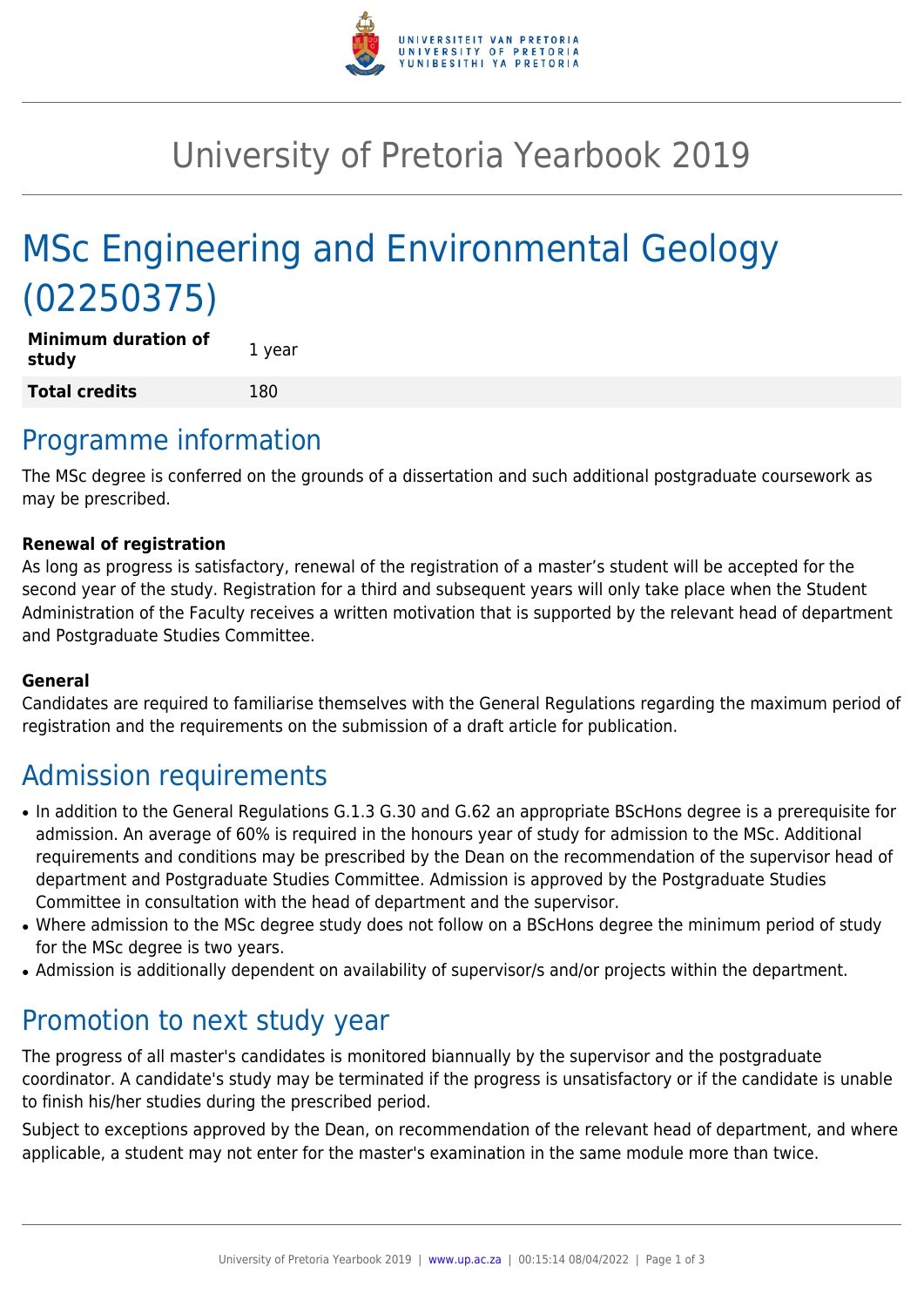# University of Pretoria Yearbook 2019

# MSc Engineering and Environmental Geology (02250375)

| **Minimum duration of study** | 1 year |
| --- | --- |
| **Total credits** | 180 |

## Programme information

The MSc degree is conferred on the grounds of a dissertation and such additional postgraduate coursework as may be prescribed.

### Renewal of registration

As long as progress is satisfactory, renewal of the registration of a master's student will be accepted for the second year of the study. Registration for a third and subsequent years will only take place when the Student Administration of the Faculty receives a written motivation that is supported by the relevant head of department and Postgraduate Studies Committee.

### General

Candidates are required to familiarise themselves with the General Regulations regarding the maximum period of registration and the requirements on the submission of a draft article for publication.

## Admission requirements

- In addition to the General Regulations G.1.3 G.30 and G.62 an appropriate BScHons degree is a prerequisite for admission. An average of 60% is required in the honours year of study for admission to the MSc. Additional requirements and conditions may be prescribed by the Dean on the recommendation of the supervisor head of department and Postgraduate Studies Committee. Admission is approved by the Postgraduate Studies Committee in consultation with the head of department and the supervisor.
- Where admission to the MSc degree study does not follow on a BScHons degree the minimum period of study for the MSc degree is two years.
- Admission is additionally dependent on availability of supervisor/s and/or projects within the department.

## Promotion to next study year

The progress of all master's candidates is monitored biannually by the supervisor and the postgraduate coordinator. A candidate's study may be terminated if the progress is unsatisfactory or if the candidate is unable to finish his/her studies during the prescribed period.

Subject to exceptions approved by the Dean, on recommendation of the relevant head of department, and where applicable, a student may not enter for the master's examination in the same module more than twice.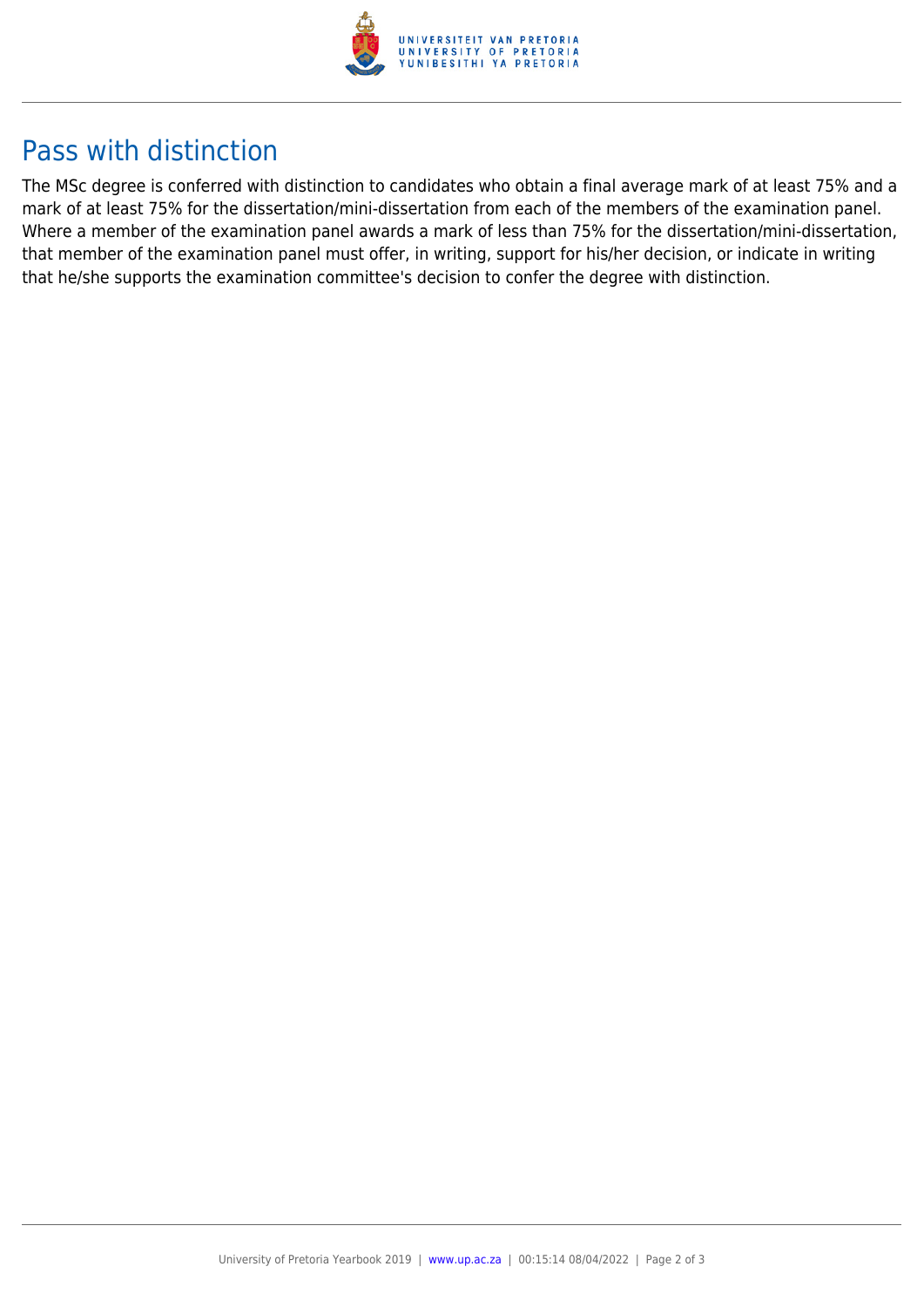## Pass with distinction

The MSc degree is conferred with distinction to candidates who obtain a final average mark of at least 75% and a mark of at least 75% for the dissertation/mini-dissertation from each of the members of the examination panel. Where a member of the examination panel awards a mark of less than 75% for the dissertation/mini-dissertation, that member of the examination panel must offer, in writing, support for his/her decision, or indicate in writing that he/she supports the examination committee's decision to confer the degree with distinction.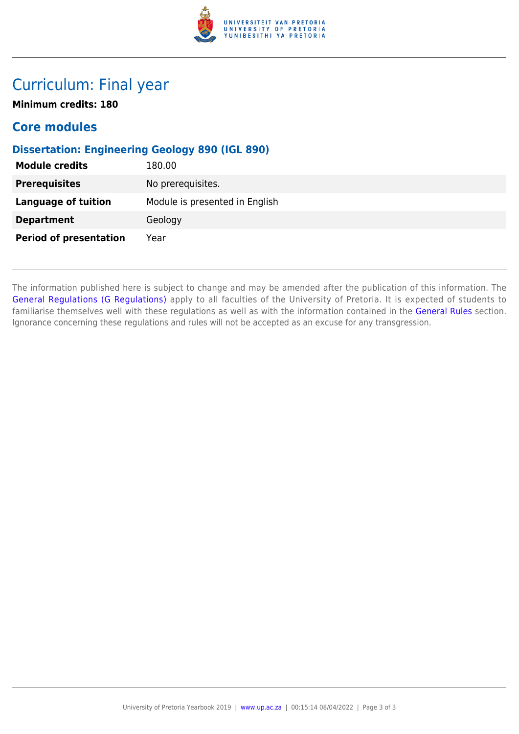# Curriculum: Final year

**Minimum credits: 180**

## Core modules

### Dissertation: Engineering Geology 890 (IGL 890)

| | |
|---|---|
| **Module credits** | 180.00 |
| **Prerequisites** | No prerequisites. |
| **Language of tuition** | Module is presented in English |
| **Department** | Geology |
| **Period of presentation** | Year |

The information published here is subject to change and may be amended after the publication of this information. The General Regulations (G Regulations) apply to all faculties of the University of Pretoria. It is expected of students to familiarise themselves well with these regulations as well as with the information contained in the General Rules section. Ignorance concerning these regulations and rules will not be accepted as an excuse for any transgression.